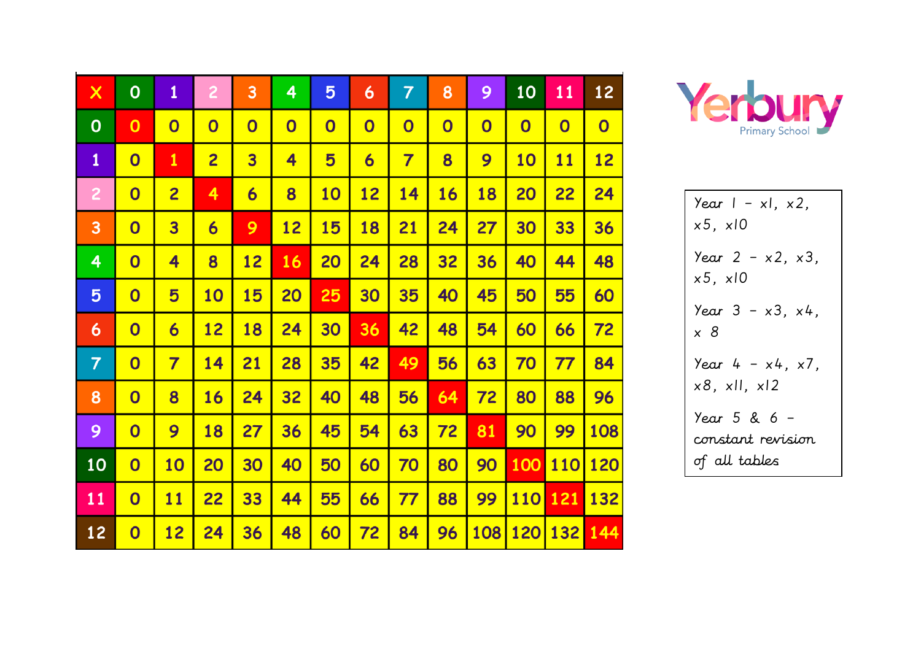| X | 0 | 1 | 2 | 3 | 4 | 5 | 6 | 7 | 8 | 9 | 10 | 11 | 12 |
|---|---|---|---|---|---|---|---|---|---|---|---|---|---|
| 0 | 0 | 0 | 0 | 0 | 0 | 0 | 0 | 0 | 0 | 0 | 0 | 0 | 0 |
| 1 | 0 | 1 | 2 | 3 | 4 | 5 | 6 | 7 | 8 | 9 | 10 | 11 | 12 |
| 2 | 0 | 2 | 4 | 6 | 8 | 10 | 12 | 14 | 16 | 18 | 20 | 22 | 24 |
| 3 | 0 | 3 | 6 | 9 | 12 | 15 | 18 | 21 | 24 | 27 | 30 | 33 | 36 |
| 4 | 0 | 4 | 8 | 12 | 16 | 20 | 24 | 28 | 32 | 36 | 40 | 44 | 48 |
| 5 | 0 | 5 | 10 | 15 | 20 | 25 | 30 | 35 | 40 | 45 | 50 | 55 | 60 |
| 6 | 0 | 6 | 12 | 18 | 24 | 30 | 36 | 42 | 48 | 54 | 60 | 66 | 72 |
| 7 | 0 | 7 | 14 | 21 | 28 | 35 | 42 | 49 | 56 | 63 | 70 | 77 | 84 |
| 8 | 0 | 8 | 16 | 24 | 32 | 40 | 48 | 56 | 64 | 72 | 80 | 88 | 96 |
| 9 | 0 | 9 | 18 | 27 | 36 | 45 | 54 | 63 | 72 | 81 | 90 | 99 | 108 |
| 10 | 0 | 10 | 20 | 30 | 40 | 50 | 60 | 70 | 80 | 90 | 100 | 110 | 120 |
| 11 | 0 | 11 | 22 | 33 | 44 | 55 | 66 | 77 | 88 | 99 | 110 | 121 | 132 |
| 12 | 0 | 12 | 24 | 36 | 48 | 60 | 72 | 84 | 96 | 108 | 120 | 132 | 144 |

Yerbury Primary School

Year 1 – x1, x2, x5, x10

Year 2 – x2, x3, x5, x10

Year 3 – x3, x4, x 8

Year 4 – x4, x7, x8, x11, x12

Year 5 & 6 – constant revision of all tables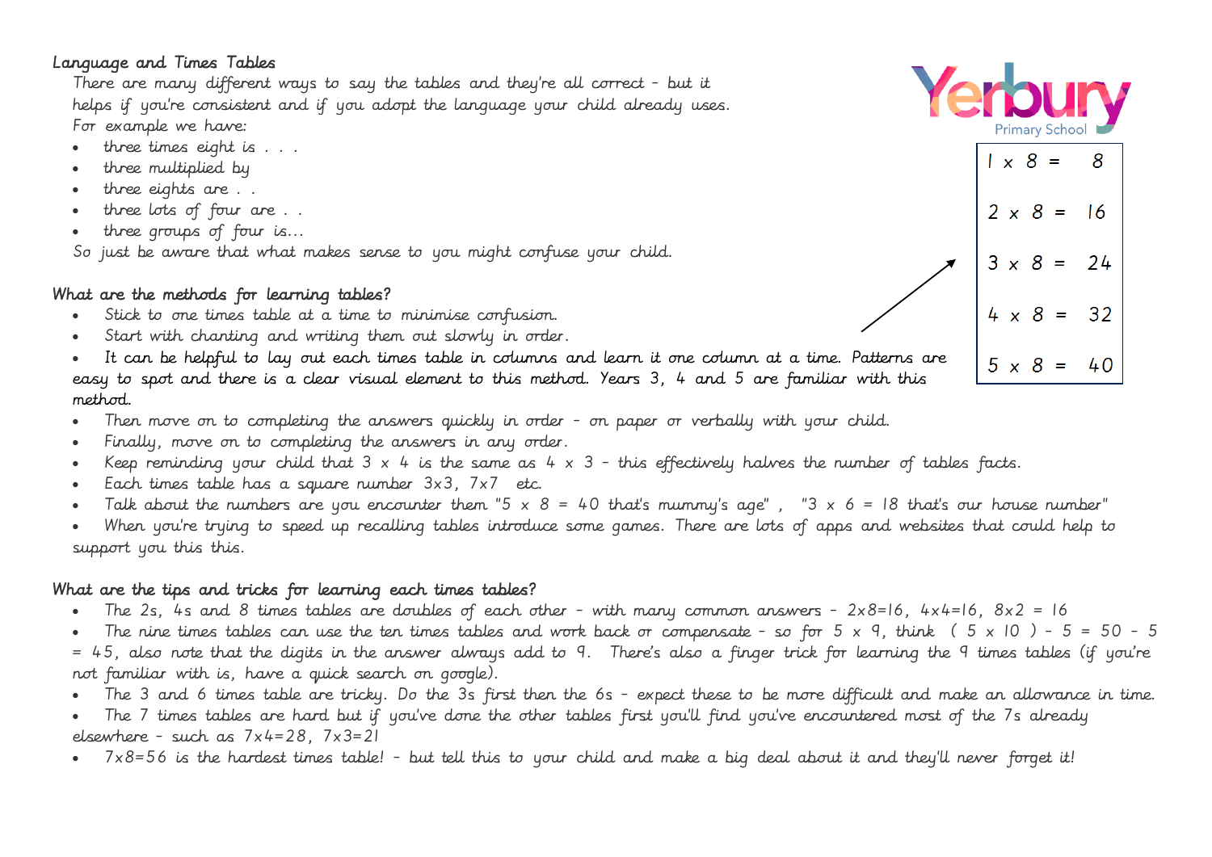Yerbury Primary School

## Language and Times Tables

There are many different ways to say the tables and they're all correct - but it helps if you're consistent and if you adopt the language your child already uses.
For example we have:

- three times eight is . . .
- three multiplied by
- three eights are . .
- three lots of four are . .
- three groups of four is...

So just be aware that what makes sense to you might confuse your child.

## What are the methods for learning tables?

- Stick to one times table at a time to minimise confusion.
- Start with chanting and writing them out slowly in order.
- It can be helpful to lay out each times table in columns and learn it one column at a time. Patterns are easy to spot and there is a clear visual element to this method. Years 3, 4 and 5 are familiar with this method.

| | | | | |
|---|---|---|---|---|
| 1 | x | 8 | = | 8 |
| 2 | x | 8 | = | 16 |
| 3 | x | 8 | = | 24 |
| 4 | x | 8 | = | 32 |
| 5 | x | 8 | = | 40 |

- Then move on to completing the answers quickly in order - on paper or verbally with your child.
- Finally, move on to completing the answers in any order.
- Keep reminding your child that 3 x 4 is the same as 4 x 3 - this effectively halves the number of tables facts.
- Each times table has a square number 3x3, 7x7 etc.
- Talk about the numbers are you encounter them "5 x 8 = 40 that's mummy's age" , "3 x 6 = 18 that's our house number"
- When you're trying to speed up recalling tables introduce some games. There are lots of apps and websites that could help to support you this this.

## What are the tips and tricks for learning each times tables?

- The 2s, 4s and 8 times tables are doubles of each other - with many common answers - 2x8=16, 4x4=16, 8x2 = 16
- The nine times tables can use the ten times tables and work back or compensate - so for 5 x 9, think ( 5 x 10 ) - 5 = 50 - 5 = 45, also note that the digits in the answer always add to 9. There's also a finger trick for learning the 9 times tables (if you're not familiar with is, have a quick search on google).
- The 3 and 6 times table are tricky. Do the 3s first then the 6s - expect these to be more difficult and make an allowance in time.
- The 7 times tables are hard but if you've done the other tables first you'll find you've encountered most of the 7s already elsewhere - such as 7x4=28, 7x3=21
- 7x8=56 is the hardest times table! - but tell this to your child and make a big deal about it and they'll never forget it!